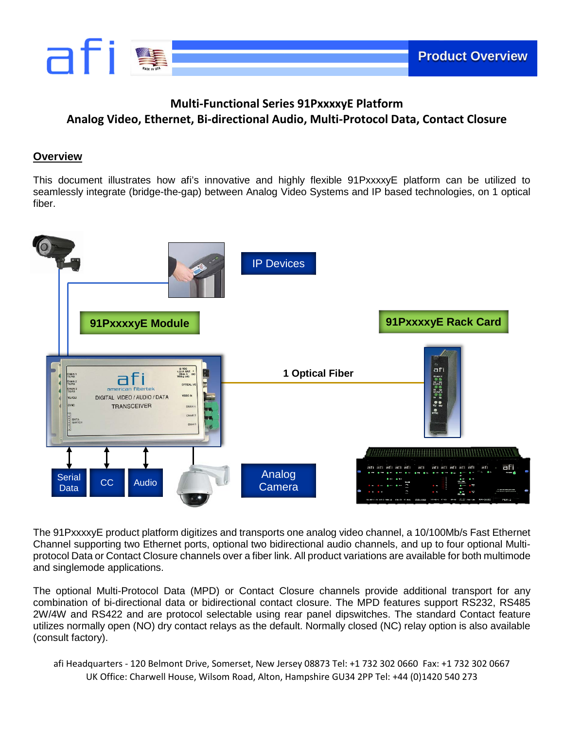## Product Overview

# Multi-Functional Series 91PxxxxyE Platform
## Analog Video, Ethernet, Bi-directional Audio, Multi-Protocol Data, Contact Closure

## Overview

This document illustrates how afi's innovative and highly flexible 91PxxxxyE platform can be utilized to seamlessly integrate (bridge-the-gap) between Analog Video Systems and IP based technologies, on 1 optical fiber.

IP Devices

91PxxxxyE Module

91PxxxxyE Rack Card

1 Optical Fiber

Serial Data | CC | Audio | Analog Camera

The 91PxxxxyE product platform digitizes and transports one analog video channel, a 10/100Mb/s Fast Ethernet Channel supporting two Ethernet ports, optional two bidirectional audio channels, and up to four optional Multi-protocol Data or Contact Closure channels over a fiber link. All product variations are available for both multimode and singlemode applications.

The optional Multi-Protocol Data (MPD) or Contact Closure channels provide additional transport for any combination of bi-directional data or bidirectional contact closure. The MPD features support RS232, RS485 2W/4W and RS422 and are protocol selectable using rear panel dipswitches. The standard Contact feature utilizes normally open (NO) dry contact relays as the default. Normally closed (NC) relay option is also available (consult factory).

afi Headquarters - 120 Belmont Drive, Somerset, New Jersey 08873 Tel: +1 732 302 0660 Fax: +1 732 302 0667
UK Office: Charwell House, Wilsom Road, Alton, Hampshire GU34 2PP Tel: +44 (0)1420 540 273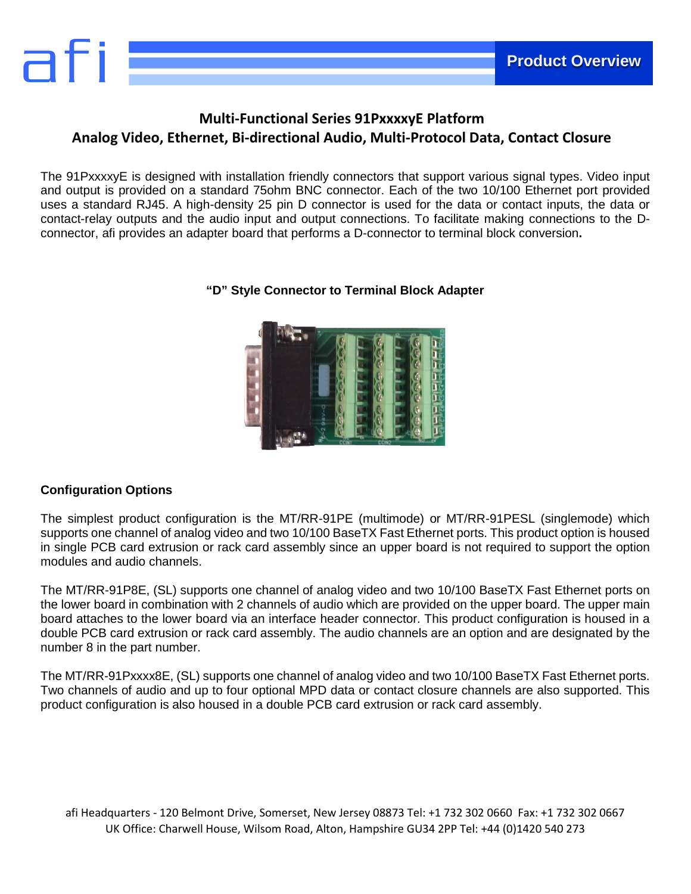# Multi-Functional Series 91PxxxxyE Platform
## Analog Video, Ethernet, Bi-directional Audio, Multi-Protocol Data, Contact Closure

The 91PxxxxyE is designed with installation friendly connectors that support various signal types. Video input and output is provided on a standard 75ohm BNC connector. Each of the two 10/100 Ethernet port provided uses a standard RJ45. A high-density 25 pin D connector is used for the data or contact inputs, the data or contact-relay outputs and the audio input and output connections. To facilitate making connections to the D-connector, afi provides an adapter board that performs a D-connector to terminal block conversion**.**

**"D" Style Connector to Terminal Block Adapter**

### Configuration Options

The simplest product configuration is the MT/RR-91PE (multimode) or MT/RR-91PESL (singlemode) which supports one channel of analog video and two 10/100 BaseTX Fast Ethernet ports. This product option is housed in single PCB card extrusion or rack card assembly since an upper board is not required to support the option modules and audio channels.

The MT/RR-91P8E, (SL) supports one channel of analog video and two 10/100 BaseTX Fast Ethernet ports on the lower board in combination with 2 channels of audio which are provided on the upper board. The upper main board attaches to the lower board via an interface header connector. This product configuration is housed in a double PCB card extrusion or rack card assembly. The audio channels are an option and are designated by the number 8 in the part number.

The MT/RR-91Pxxxx8E, (SL) supports one channel of analog video and two 10/100 BaseTX Fast Ethernet ports. Two channels of audio and up to four optional MPD data or contact closure channels are also supported. This product configuration is also housed in a double PCB card extrusion or rack card assembly.

afi Headquarters - 120 Belmont Drive, Somerset, New Jersey 08873 Tel: +1 732 302 0660 Fax: +1 732 302 0667
UK Office: Charwell House, Wilsom Road, Alton, Hampshire GU34 2PP Tel: +44 (0)1420 540 273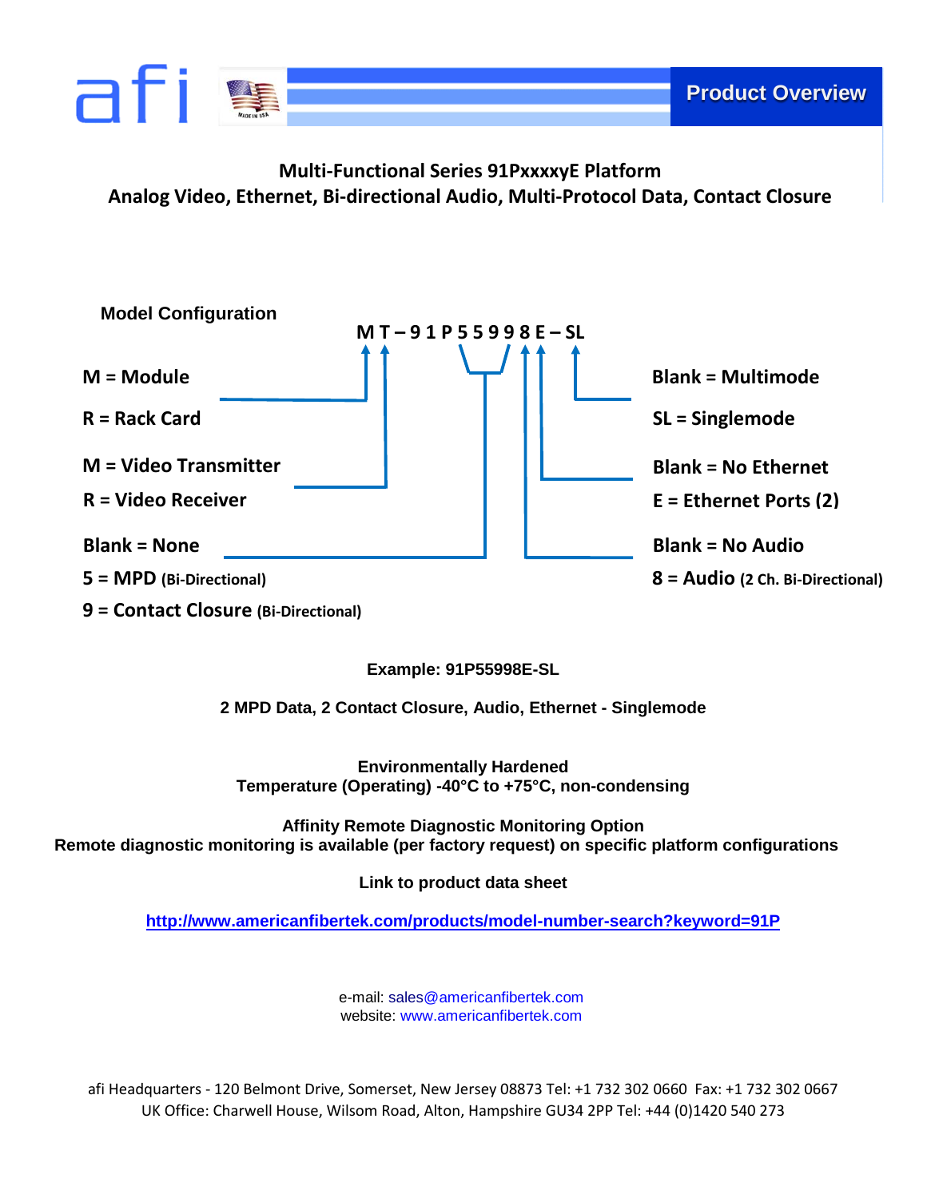afi

**Product Overview**

## Multi-Functional Series 91PxxxxyE Platform
## Analog Video, Ethernet, Bi-directional Audio, Multi-Protocol Data, Contact Closure

**Model Configuration**

**M T – 9 1 P 5 5 9 9 8 E – SL**

**M = Module**
**R = Rack Card**

**M = Video Transmitter**
**R = Video Receiver**

**Blank = None**
**5 = MPD (Bi-Directional)**
**9 = Contact Closure (Bi-Directional)**

**Blank = Multimode**
**SL = Singlemode**

**Blank = No Ethernet**
**E = Ethernet Ports (2)**

**Blank = No Audio**
**8 = Audio (2 Ch. Bi-Directional)**

**Example: 91P55998E-SL**

**2 MPD Data, 2 Contact Closure, Audio, Ethernet - Singlemode**

**Environmentally Hardened**
**Temperature (Operating) -40°C to +75°C, non-condensing**

**Affinity Remote Diagnostic Monitoring Option**
**Remote diagnostic monitoring is available (per factory request) on specific platform configurations**

**Link to product data sheet**

**http://www.americanfibertek.com/products/model-number-search?keyword=91P**

e-mail: sales@americanfibertek.com
website: www.americanfibertek.com

afi Headquarters - 120 Belmont Drive, Somerset, New Jersey 08873 Tel: +1 732 302 0660 Fax: +1 732 302 0667
UK Office: Charwell House, Wilsom Road, Alton, Hampshire GU34 2PP Tel: +44 (0)1420 540 273